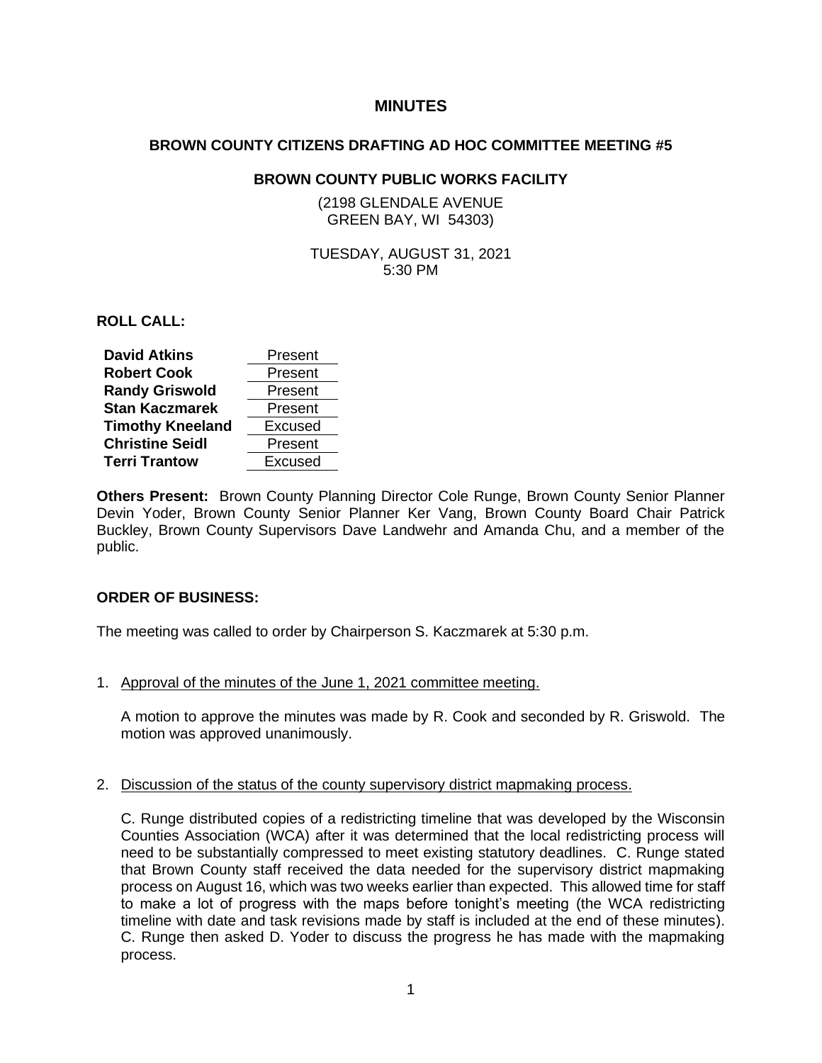# MINUTES

## BROWN COUNTY CITIZENS DRAFTING AD HOC COMMITTEE MEETING #5

### BROWN COUNTY PUBLIC WORKS FACILITY

(2198 GLENDALE AVENUE
GREEN BAY, WI 54303)

TUESDAY, AUGUST 31, 2021
5:30 PM

**ROLL CALL:**

| | |
|---|---|
| **David Atkins** | Present |
| **Robert Cook** | Present |
| **Randy Griswold** | Present |
| **Stan Kaczmarek** | Present |
| **Timothy Kneeland** | Excused |
| **Christine Seidl** | Present |
| **Terri Trantow** | Excused |

**Others Present:** Brown County Planning Director Cole Runge, Brown County Senior Planner Devin Yoder, Brown County Senior Planner Ker Vang, Brown County Board Chair Patrick Buckley, Brown County Supervisors Dave Landwehr and Amanda Chu, and a member of the public.

**ORDER OF BUSINESS:**

The meeting was called to order by Chairperson S. Kaczmarek at 5:30 p.m.

1. Approval of the minutes of the June 1, 2021 committee meeting.

   A motion to approve the minutes was made by R. Cook and seconded by R. Griswold. The motion was approved unanimously.

2. Discussion of the status of the county supervisory district mapmaking process.

   C. Runge distributed copies of a redistricting timeline that was developed by the Wisconsin Counties Association (WCA) after it was determined that the local redistricting process will need to be substantially compressed to meet existing statutory deadlines. C. Runge stated that Brown County staff received the data needed for the supervisory district mapmaking process on August 16, which was two weeks earlier than expected. This allowed time for staff to make a lot of progress with the maps before tonight's meeting (the WCA redistricting timeline with date and task revisions made by staff is included at the end of these minutes). C. Runge then asked D. Yoder to discuss the progress he has made with the mapmaking process.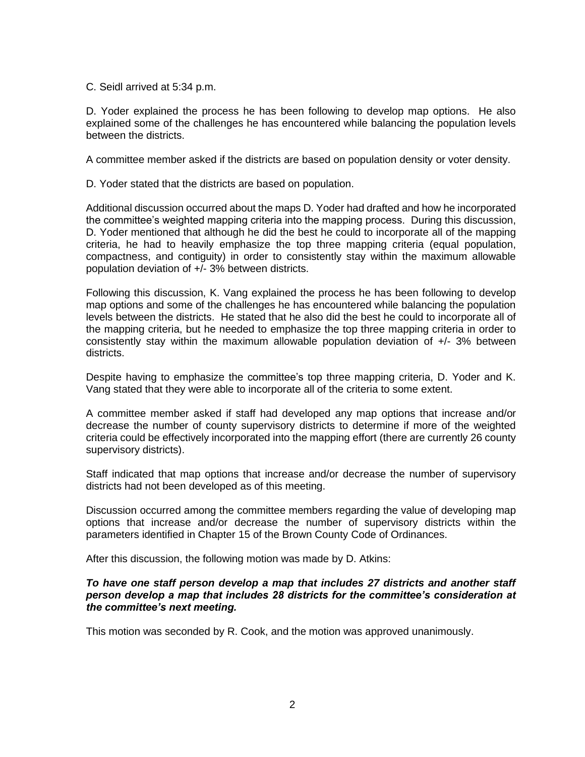C. Seidl arrived at 5:34 p.m.

D. Yoder explained the process he has been following to develop map options. He also explained some of the challenges he has encountered while balancing the population levels between the districts.

A committee member asked if the districts are based on population density or voter density.

D. Yoder stated that the districts are based on population.

Additional discussion occurred about the maps D. Yoder had drafted and how he incorporated the committee's weighted mapping criteria into the mapping process. During this discussion, D. Yoder mentioned that although he did the best he could to incorporate all of the mapping criteria, he had to heavily emphasize the top three mapping criteria (equal population, compactness, and contiguity) in order to consistently stay within the maximum allowable population deviation of +/- 3% between districts.

Following this discussion, K. Vang explained the process he has been following to develop map options and some of the challenges he has encountered while balancing the population levels between the districts. He stated that he also did the best he could to incorporate all of the mapping criteria, but he needed to emphasize the top three mapping criteria in order to consistently stay within the maximum allowable population deviation of +/- 3% between districts.

Despite having to emphasize the committee's top three mapping criteria, D. Yoder and K. Vang stated that they were able to incorporate all of the criteria to some extent.

A committee member asked if staff had developed any map options that increase and/or decrease the number of county supervisory districts to determine if more of the weighted criteria could be effectively incorporated into the mapping effort (there are currently 26 county supervisory districts).

Staff indicated that map options that increase and/or decrease the number of supervisory districts had not been developed as of this meeting.

Discussion occurred among the committee members regarding the value of developing map options that increase and/or decrease the number of supervisory districts within the parameters identified in Chapter 15 of the Brown County Code of Ordinances.

After this discussion, the following motion was made by D. Atkins:

***To have one staff person develop a map that includes 27 districts and another staff person develop a map that includes 28 districts for the committee's consideration at the committee's next meeting.***

This motion was seconded by R. Cook, and the motion was approved unanimously.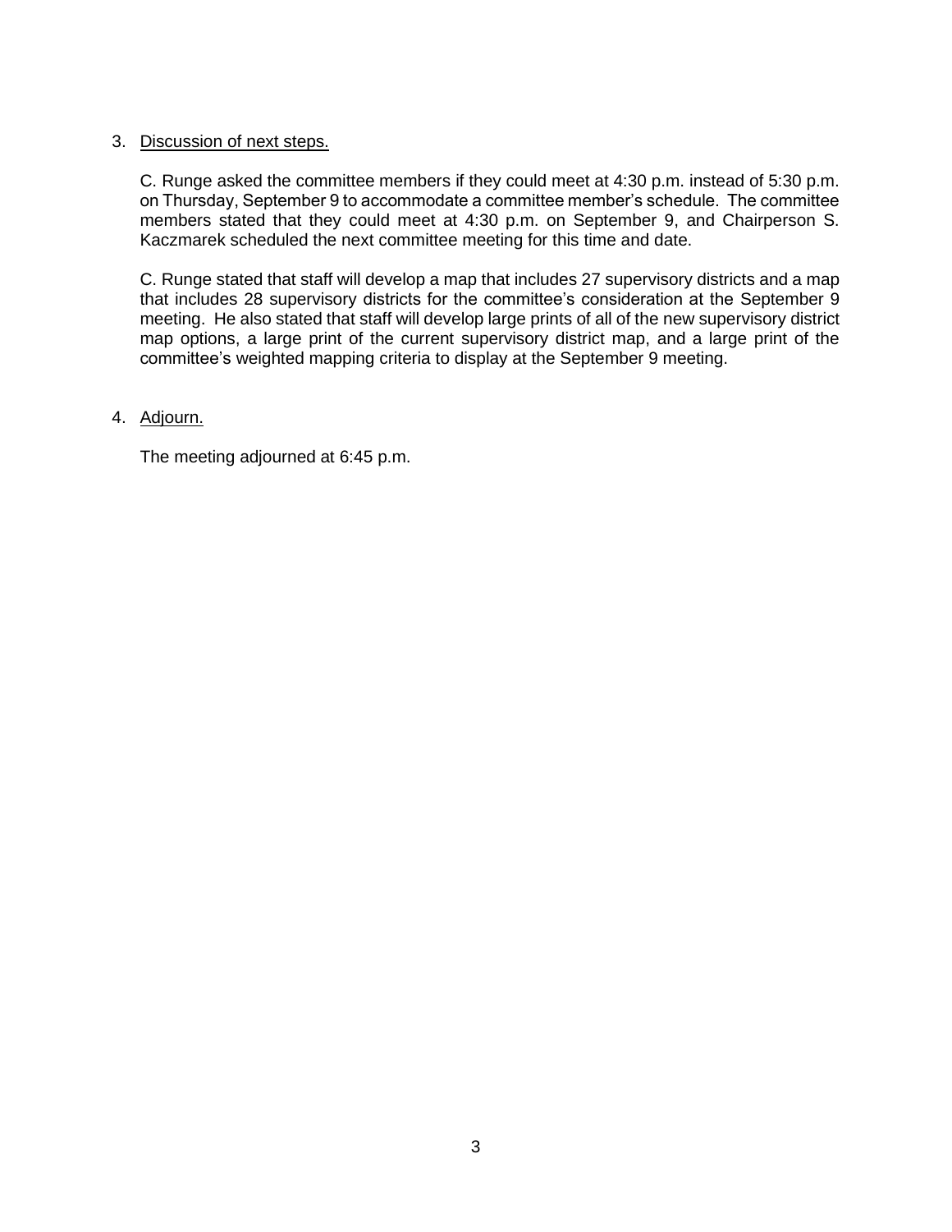3. Discussion of next steps.

   C. Runge asked the committee members if they could meet at 4:30 p.m. instead of 5:30 p.m. on Thursday, September 9 to accommodate a committee member's schedule. The committee members stated that they could meet at 4:30 p.m. on September 9, and Chairperson S. Kaczmarek scheduled the next committee meeting for this time and date.

   C. Runge stated that staff will develop a map that includes 27 supervisory districts and a map that includes 28 supervisory districts for the committee's consideration at the September 9 meeting. He also stated that staff will develop large prints of all of the new supervisory district map options, a large print of the current supervisory district map, and a large print of the committee's weighted mapping criteria to display at the September 9 meeting.

4. Adjourn.

   The meeting adjourned at 6:45 p.m.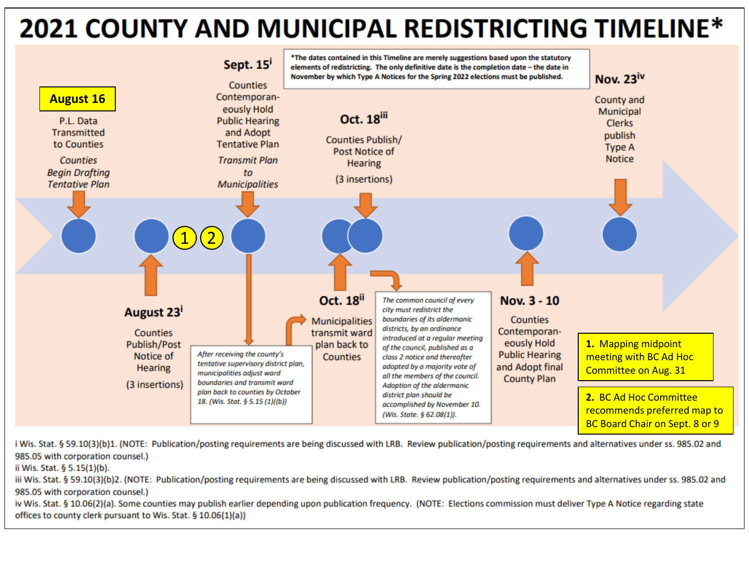# 2021 COUNTY AND MUNICIPAL REDISTRICTING TIMELINE*

*The dates contained in this Timeline are merely suggestions based upon the statutory elements of redistricting. The only definitive date is the completion date – the date in November by which Type A Notices for the Spring 2022 elections must be published.

**August 16**

P.L. Data Transmitted to Counties

*Counties Begin Drafting Tentative Plan*

**August 23[i]**

Counties Publish/Post Notice of Hearing

(3 insertions)

**Sept. 15[i]**

Counties Contemporaneously Hold Public Hearing and Adopt Tentative Plan

*Transmit Plan to Municipalities*

*After receiving the county's tentative supervisory district plan, municipalities adjust ward boundaries and transmit ward plan back to counties by October 18. (Wis. Stat. § 5.15 (1)((b))*

**Oct. 18[ii]**

Municipalities transmit ward plan back to Counties

**Oct. 18[iii]**

Counties Publish/Post Notice of Hearing

(3 insertions)

*The common council of every city must redistrict the boundaries of its aldermanic districts, by an ordinance introduced at a regular meeting of the council, published as a class 2 notice and thereafter adopted by a majority vote of all the members of the council. Adoption of the aldermanic district plan should be accomplished by November 10. (Wis. State. § 62.08(1)).*

**Nov. 3 - 10**

Counties Contemporaneously Hold Public Hearing and Adopt final County Plan

**Nov. 23[iv]**

County and Municipal Clerks publish Type A Notice

1. Mapping midpoint meeting with BC Ad Hoc Committee on Aug. 31

2. BC Ad Hoc Committee recommends preferred map to BC Board Chair on Sept. 8 or 9

i Wis. Stat. § 59.10(3)(b)1. (NOTE: Publication/posting requirements are being discussed with LRB. Review publication/posting requirements and alternatives under ss. 985.02 and 985.05 with corporation counsel.)

ii Wis. Stat. § 5.15(1)(b).

iii Wis. Stat. § 59.10(3)(b)2. (NOTE: Publication/posting requirements are being discussed with LRB. Review publication/posting requirements and alternatives under ss. 985.02 and 985.05 with corporation counsel.)

iv Wis. Stat. § 10.06(2)(a). Some counties may publish earlier depending upon publication frequency. (NOTE: Elections commission must deliver Type A Notice regarding state offices to county clerk pursuant to Wis. Stat. § 10.06(1)(a))